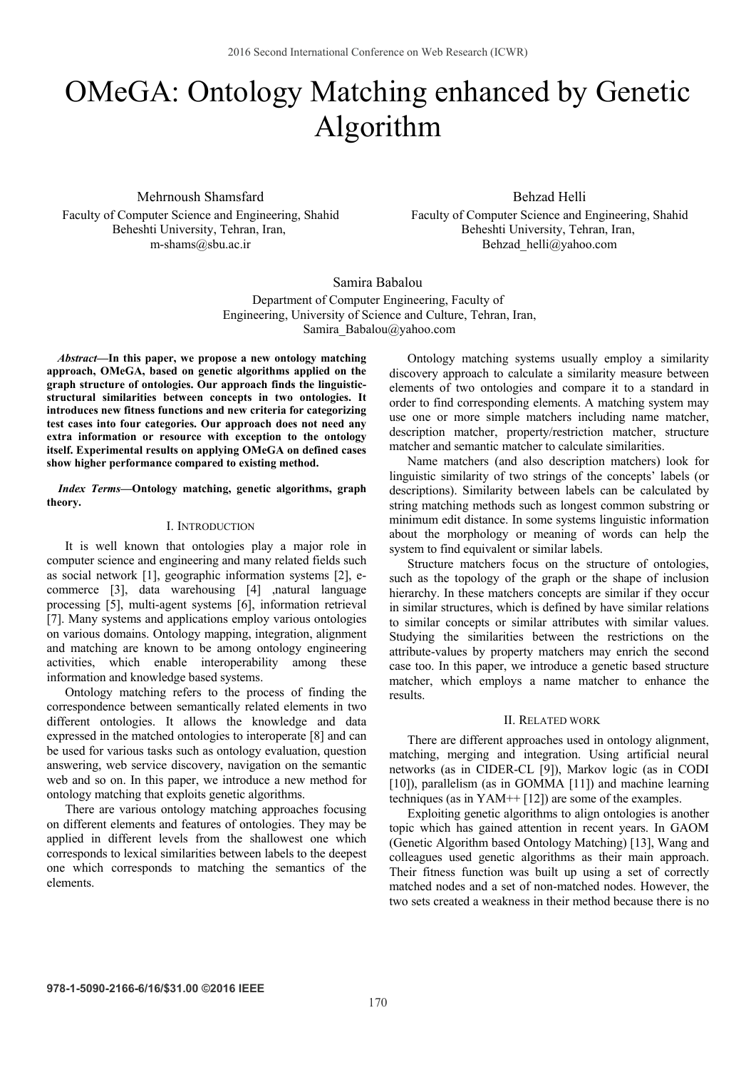# OMeGA: Ontology Matching enhanced by Genetic Algorithm

Mehrnoush Shamsfard
Faculty of Computer Science and Engineering, Shahid Beheshti University, Tehran, Iran,
m-shams@sbu.ac.ir

Behzad Helli
Faculty of Computer Science and Engineering, Shahid Beheshti University, Tehran, Iran,
Behzad_helli@yahoo.com

Samira Babalou
Department of Computer Engineering, Faculty of Engineering, University of Science and Culture, Tehran, Iran,
Samira_Babalou@yahoo.com

***Abstract*—In this paper, we propose a new ontology matching approach, OMeGA, based on genetic algorithms applied on the graph structure of ontologies. Our approach finds the linguistic-structural similarities between concepts in two ontologies. It introduces new fitness functions and new criteria for categorizing test cases into four categories. Our approach does not need any extra information or resource with exception to the ontology itself. Experimental results on applying OMeGA on defined cases show higher performance compared to existing method.**

***Index Terms*—Ontology matching, genetic algorithms, graph theory.**

## I. Introduction

It is well known that ontologies play a major role in computer science and engineering and many related fields such as social network [1], geographic information systems [2], e-commerce [3], data warehousing [4] ,natural language processing [5], multi-agent systems [6], information retrieval [7]. Many systems and applications employ various ontologies on various domains. Ontology mapping, integration, alignment and matching are known to be among ontology engineering activities, which enable interoperability among these information and knowledge based systems.

Ontology matching refers to the process of finding the correspondence between semantically related elements in two different ontologies. It allows the knowledge and data expressed in the matched ontologies to interoperate [8] and can be used for various tasks such as ontology evaluation, question answering, web service discovery, navigation on the semantic web and so on. In this paper, we introduce a new method for ontology matching that exploits genetic algorithms.

There are various ontology matching approaches focusing on different elements and features of ontologies. They may be applied in different levels from the shallowest one which corresponds to lexical similarities between labels to the deepest one which corresponds to matching the semantics of the elements.

Ontology matching systems usually employ a similarity discovery approach to calculate a similarity measure between elements of two ontologies and compare it to a standard in order to find corresponding elements. A matching system may use one or more simple matchers including name matcher, description matcher, property/restriction matcher, structure matcher and semantic matcher to calculate similarities.

Name matchers (and also description matchers) look for linguistic similarity of two strings of the concepts' labels (or descriptions). Similarity between labels can be calculated by string matching methods such as longest common substring or minimum edit distance. In some systems linguistic information about the morphology or meaning of words can help the system to find equivalent or similar labels.

Structure matchers focus on the structure of ontologies, such as the topology of the graph or the shape of inclusion hierarchy. In these matchers concepts are similar if they occur in similar structures, which is defined by have similar relations to similar concepts or similar attributes with similar values. Studying the similarities between the restrictions on the attribute-values by property matchers may enrich the second case too. In this paper, we introduce a genetic based structure matcher, which employs a name matcher to enhance the results.

## II. Related work

There are different approaches used in ontology alignment, matching, merging and integration. Using artificial neural networks (as in CIDER-CL [9]), Markov logic (as in CODI [10]), parallelism (as in GOMMA [11]) and machine learning techniques (as in YAM++ [12]) are some of the examples.

Exploiting genetic algorithms to align ontologies is another topic which has gained attention in recent years. In GAOM (Genetic Algorithm based Ontology Matching) [13], Wang and colleagues used genetic algorithms as their main approach. Their fitness function was built up using a set of correctly matched nodes and a set of non-matched nodes. However, the two sets created a weakness in their method because there is no

978-1-5090-2166-6/16/$31.00 ©2016 IEEE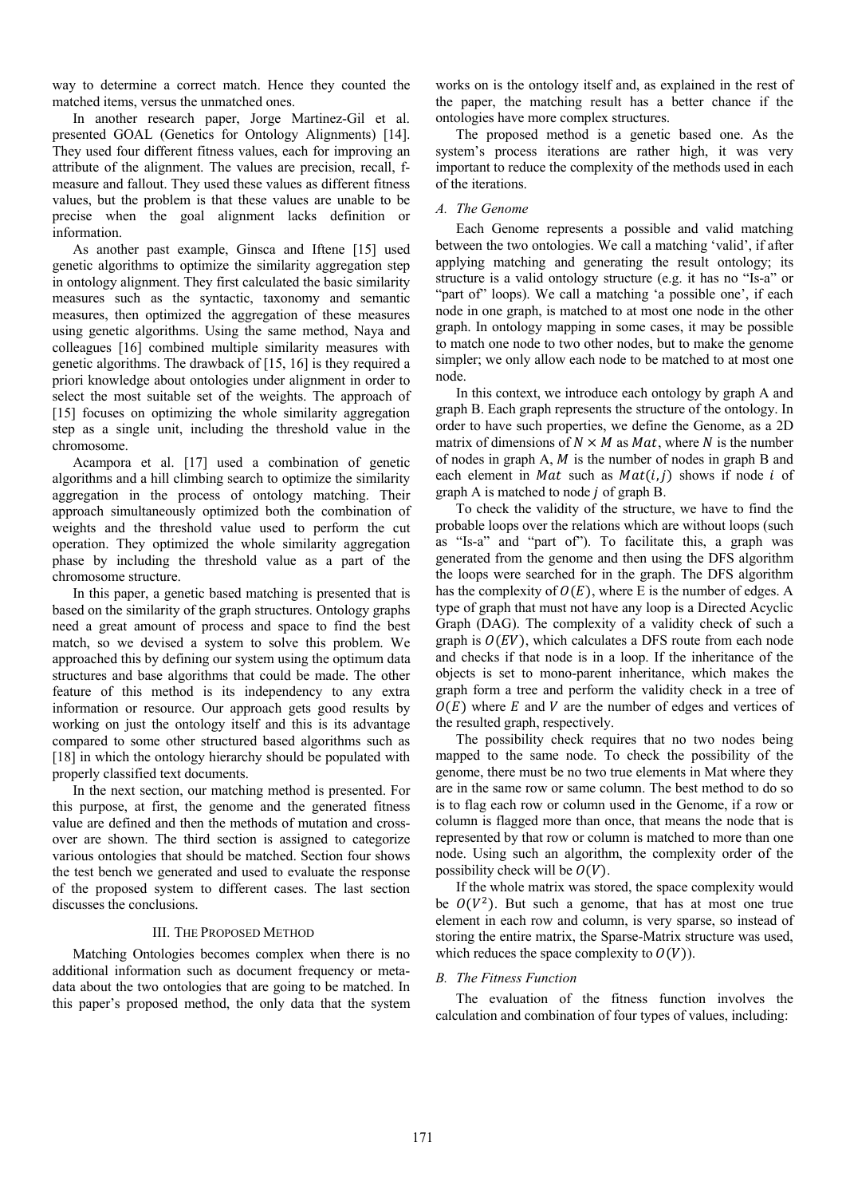way to determine a correct match. Hence they counted the matched items, versus the unmatched ones.

In another research paper, Jorge Martinez-Gil et al. presented GOAL (Genetics for Ontology Alignments) [14]. They used four different fitness values, each for improving an attribute of the alignment. The values are precision, recall, f-measure and fallout. They used these values as different fitness values, but the problem is that these values are unable to be precise when the goal alignment lacks definition or information.

As another past example, Ginsca and Iftene [15] used genetic algorithms to optimize the similarity aggregation step in ontology alignment. They first calculated the basic similarity measures such as the syntactic, taxonomy and semantic measures, then optimized the aggregation of these measures using genetic algorithms. Using the same method, Naya and colleagues [16] combined multiple similarity measures with genetic algorithms. The drawback of [15, 16] is they required a priori knowledge about ontologies under alignment in order to select the most suitable set of the weights. The approach of [15] focuses on optimizing the whole similarity aggregation step as a single unit, including the threshold value in the chromosome.

Acampora et al. [17] used a combination of genetic algorithms and a hill climbing search to optimize the similarity aggregation in the process of ontology matching. Their approach simultaneously optimized both the combination of weights and the threshold value used to perform the cut operation. They optimized the whole similarity aggregation phase by including the threshold value as a part of the chromosome structure.

In this paper, a genetic based matching is presented that is based on the similarity of the graph structures. Ontology graphs need a great amount of process and space to find the best match, so we devised a system to solve this problem. We approached this by defining our system using the optimum data structures and base algorithms that could be made. The other feature of this method is its independency to any extra information or resource. Our approach gets good results by working on just the ontology itself and this is its advantage compared to some other structured based algorithms such as [18] in which the ontology hierarchy should be populated with properly classified text documents.

In the next section, our matching method is presented. For this purpose, at first, the genome and the generated fitness value are defined and then the methods of mutation and cross-over are shown. The third section is assigned to categorize various ontologies that should be matched. Section four shows the test bench we generated and used to evaluate the response of the proposed system to different cases. The last section discusses the conclusions.

## III. The Proposed Method

Matching Ontologies becomes complex when there is no additional information such as document frequency or meta-data about the two ontologies that are going to be matched. In this paper's proposed method, the only data that the system works on is the ontology itself and, as explained in the rest of the paper, the matching result has a better chance if the ontologies have more complex structures.

The proposed method is a genetic based one. As the system's process iterations are rather high, it was very important to reduce the complexity of the methods used in each of the iterations.

### *A. The Genome*

Each Genome represents a possible and valid matching between the two ontologies. We call a matching 'valid', if after applying matching and generating the result ontology; its structure is a valid ontology structure (e.g. it has no "Is-a" or "part of" loops). We call a matching 'a possible one', if each node in one graph, is matched to at most one node in the other graph. In ontology mapping in some cases, it may be possible to match one node to two other nodes, but to make the genome simpler; we only allow each node to be matched to at most one node.

In this context, we introduce each ontology by graph A and graph B. Each graph represents the structure of the ontology. In order to have such properties, we define the Genome, as a 2D matrix of dimensions of $N \times M$ as $Mat$, where $N$ is the number of nodes in graph A, $M$ is the number of nodes in graph B and each element in $Mat$ such as $Mat(i,j)$ shows if node $i$ of graph A is matched to node $j$ of graph B.

To check the validity of the structure, we have to find the probable loops over the relations which are without loops (such as "Is-a" and "part of"). To facilitate this, a graph was generated from the genome and then using the DFS algorithm the loops were searched for in the graph. The DFS algorithm has the complexity of $O(E)$, where E is the number of edges. A type of graph that must not have any loop is a Directed Acyclic Graph (DAG). The complexity of a validity check of such a graph is $O(EV)$, which calculates a DFS route from each node and checks if that node is in a loop. If the inheritance of the objects is set to mono-parent inheritance, which makes the graph form a tree and perform the validity check in a tree of $O(E)$ where $E$ and $V$ are the number of edges and vertices of the resulted graph, respectively.

The possibility check requires that no two nodes being mapped to the same node. To check the possibility of the genome, there must be no two true elements in Mat where they are in the same row or same column. The best method to do so is to flag each row or column used in the Genome, if a row or column is flagged more than once, that means the node that is represented by that row or column is matched to more than one node. Using such an algorithm, the complexity order of the possibility check will be $O(V)$.

If the whole matrix was stored, the space complexity would be $O(V^2)$. But such a genome, that has at most one true element in each row and column, is very sparse, so instead of storing the entire matrix, the Sparse-Matrix structure was used, which reduces the space complexity to $O(V)$).

### *B. The Fitness Function*

The evaluation of the fitness function involves the calculation and combination of four types of values, including: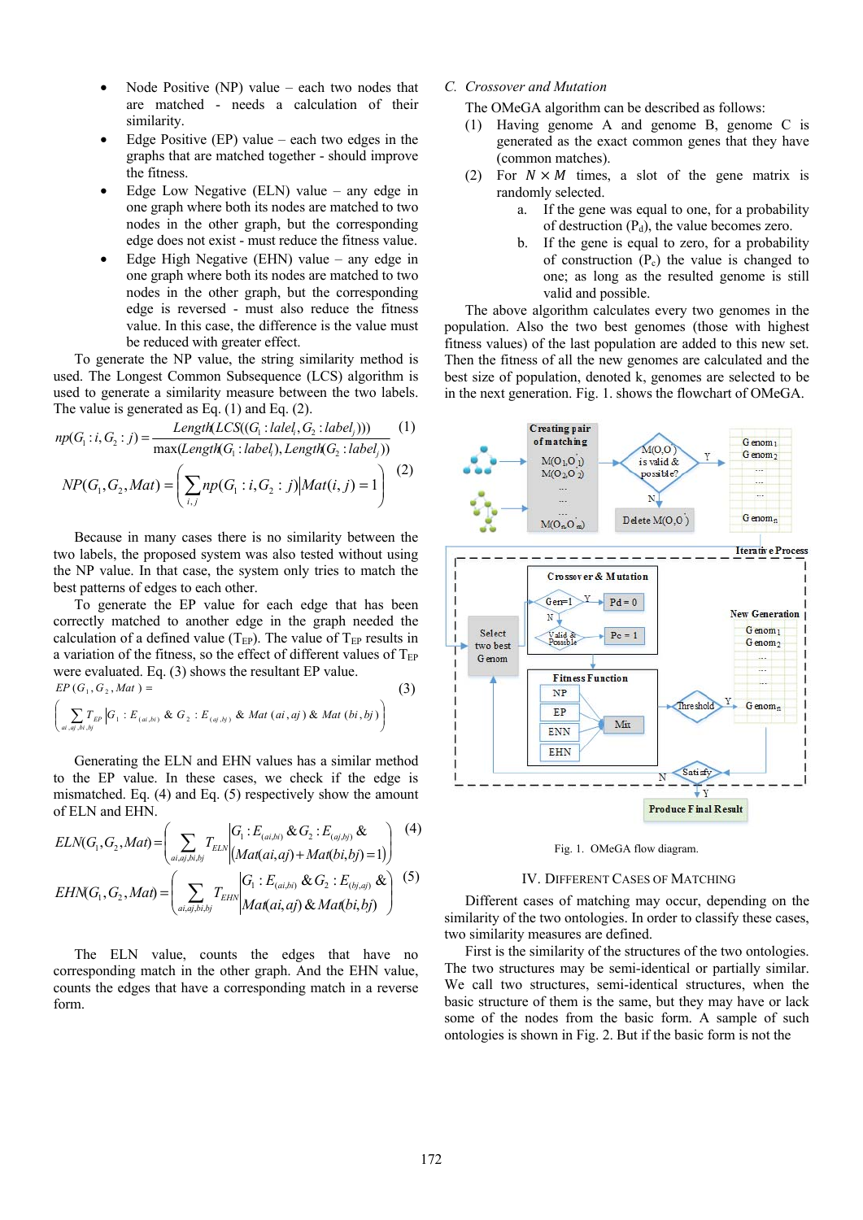- Node Positive (NP) value – each two nodes that are matched - needs a calculation of their similarity.
- Edge Positive (EP) value – each two edges in the graphs that are matched together - should improve the fitness.
- Edge Low Negative (ELN) value – any edge in one graph where both its nodes are matched to two nodes in the other graph, but the corresponding edge does not exist - must reduce the fitness value.
- Edge High Negative (EHN) value – any edge in one graph where both its nodes are matched to two nodes in the other graph, but the corresponding edge is reversed - must also reduce the fitness value. In this case, the difference is the value must be reduced with greater effect.

To generate the NP value, the string similarity method is used. The Longest Common Subsequence (LCS) algorithm is used to generate a similarity measure between the two labels. The value is generated as Eq. (1) and Eq. (2).

$$np(G_1:i, G_2:j) = \frac{Length(LCS((G_1:lalel_i, G_2:label_j)))}{\max(Length(G_1:label_i), Length(G_2:label_j))} \quad (1)$$

$$NP(G_1,G_2,Mat) = \left( \sum_{i,j} np(G_1:i, G_2:j) \middle| Mat(i,j) = 1 \right) \quad (2)$$

Because in many cases there is no similarity between the two labels, the proposed system was also tested without using the NP value. In that case, the system only tries to match the best patterns of edges to each other.

To generate the EP value for each edge that has been correctly matched to another edge in the graph needed the calculation of a defined value ($T_{EP}$). The value of $T_{EP}$ results in a variation of the fitness, so the effect of different values of $T_{EP}$ were evaluated. Eq. (3) shows the resultant EP value.

$$EP(G_1,G_2,Mat) = \left( \sum_{ai,aj,bi,bj} T_{EP} \middle| G_1:E_{(ai,bi)} \,\&\, G_2:E_{(aj,bj)} \,\&\, Mat(ai,aj) \,\&\, Mat(bi,bj) \right) \quad (3)$$

Generating the ELN and EHN values has a similar method to the EP value. In these cases, we check if the edge is mismatched. Eq. (4) and Eq. (5) respectively show the amount of ELN and EHN.

$$ELN(G_1,G_2,Mat) = \left( \sum_{ai,aj,bi,bj} T_{ELN} \middle| \begin{matrix} G_1:E_{(ai,bi)} \,\&\, G_2:E_{(aj,bj)} \,\& \\ (Mat(ai,aj) + Mat(bi,bj) = 1) \end{matrix} \right) \quad (4)$$

$$EHN(G_1,G_2,Mat) = \left( \sum_{ai,aj,bi,bj} T_{EHN} \middle| \begin{matrix} G_1:E_{(ai,bi)} \,\&\, G_2:E_{(bj,aj)} \,\& \\ Mat(ai,aj) \,\&\, Mat(bi,bj) \end{matrix} \right) \quad (5)$$

The ELN value, counts the edges that have no corresponding match in the other graph. And the EHN value, counts the edges that have a corresponding match in a reverse form.

### C. Crossover and Mutation

The OMeGA algorithm can be described as follows:

(1) Having genome A and genome B, genome C is generated as the exact common genes that they have (common matches).

(2) For $N \times M$ times, a slot of the gene matrix is randomly selected.

   a. If the gene was equal to one, for a probability of destruction ($P_d$), the value becomes zero.

   b. If the gene is equal to zero, for a probability of construction ($P_c$) the value is changed to one; as long as the resulted genome is still valid and possible.

The above algorithm calculates every two genomes in the population. Also the two best genomes (those with highest fitness values) of the last population are added to this new set. Then the fitness of all the new genomes are calculated and the best size of population, denoted k, genomes are selected to be in the next generation. Fig. 1. shows the flowchart of OMeGA.

Fig. 1. OMeGA flow diagram.

## IV. Different Cases of Matching

Different cases of matching may occur, depending on the similarity of the two ontologies. In order to classify these cases, two similarity measures are defined.

First is the similarity of the structures of the two ontologies. The two structures may be semi-identical or partially similar. We call two structures, semi-identical structures, when the basic structure of them is the same, but they may have or lack some of the nodes from the basic form. A sample of such ontologies is shown in Fig. 2. But if the basic form is not the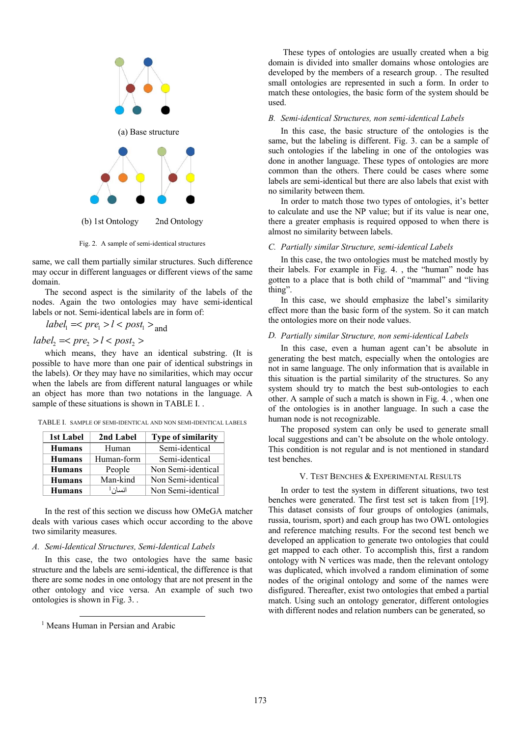(a) Base structure

(b) 1st Ontology    2nd Ontology

Fig. 2. A sample of semi-identical structures

same, we call them partially similar structures. Such difference may occur in different languages or different views of the same domain.

The second aspect is the similarity of the labels of the nodes. Again the two ontologies may have semi-identical labels or not. Semi-identical labels are in form of:

$label_1 =< pre_1 > l < post_1 >$ and

$label_2 =< pre_2 > l < post_2 >$

which means, they have an identical substring. (It is possible to have more than one pair of identical substrings in the labels). Or they may have no similarities, which may occur when the labels are from different natural languages or while an object has more than two notations in the language. A sample of these situations is shown in TABLE I. .

TABLE I. SAMPLE OF SEMI-IDENTICAL AND NON SEMI-IDENTICAL LABELS

| 1st Label | 2nd Label | Type of similarity |
|---|---|---|
| **Humans** | Human | Semi-identical |
| **Humans** | Human-form | Semi-identical |
| **Humans** | People | Non Semi-identical |
| **Humans** | Man-kind | Non Semi-identical |
| **Humans** | انسان[1] | Non Semi-identical |

In the rest of this section we discuss how OMeGA matcher deals with various cases which occur according to the above two similarity measures.

### A. Semi-Identical Structures, Semi-Identical Labels

In this case, the two ontologies have the same basic structure and the labels are semi-identical, the difference is that there are some nodes in one ontology that are not present in the other ontology and vice versa. An example of such two ontologies is shown in Fig. 3. .

[1] Means Human in Persian and Arabic

These types of ontologies are usually created when a big domain is divided into smaller domains whose ontologies are developed by the members of a research group. . The resulted small ontologies are represented in such a form. In order to match these ontologies, the basic form of the system should be used.

### B. Semi-identical Structures, non semi-identical Labels

In this case, the basic structure of the ontologies is the same, but the labeling is different. Fig. 3. can be a sample of such ontologies if the labeling in one of the ontologies was done in another language. These types of ontologies are more common than the others. There could be cases where some labels are semi-identical but there are also labels that exist with no similarity between them.

In order to match those two types of ontologies, it's better to calculate and use the NP value; but if its value is near one, there a greater emphasis is required opposed to when there is almost no similarity between labels.

### C. Partially similar Structure, semi-identical Labels

In this case, the two ontologies must be matched mostly by their labels. For example in Fig. 4. , the "human" node has gotten to a place that is both child of "mammal" and "living thing".

In this case, we should emphasize the label's similarity effect more than the basic form of the system. So it can match the ontologies more on their node values.

### D. Partially similar Structure, non semi-identical Labels

In this case, even a human agent can't be absolute in generating the best match, especially when the ontologies are not in same language. The only information that is available in this situation is the partial similarity of the structures. So any system should try to match the best sub-ontologies to each other. A sample of such a match is shown in Fig. 4. , when one of the ontologies is in another language. In such a case the human node is not recognizable.

The proposed system can only be used to generate small local suggestions and can't be absolute on the whole ontology. This condition is not regular and is not mentioned in standard test benches.

## V. Test Benches & Experimental Results

In order to test the system in different situations, two test benches were generated. The first test set is taken from [19]. This dataset consists of four groups of ontologies (animals, russia, tourism, sport) and each group has two OWL ontologies and reference matching results. For the second test bench we developed an application to generate two ontologies that could get mapped to each other. To accomplish this, first a random ontology with N vertices was made, then the relevant ontology was duplicated, which involved a random elimination of some nodes of the original ontology and some of the names were disfigured. Thereafter, exist two ontologies that embed a partial match. Using such an ontology generator, different ontologies with different nodes and relation numbers can be generated, so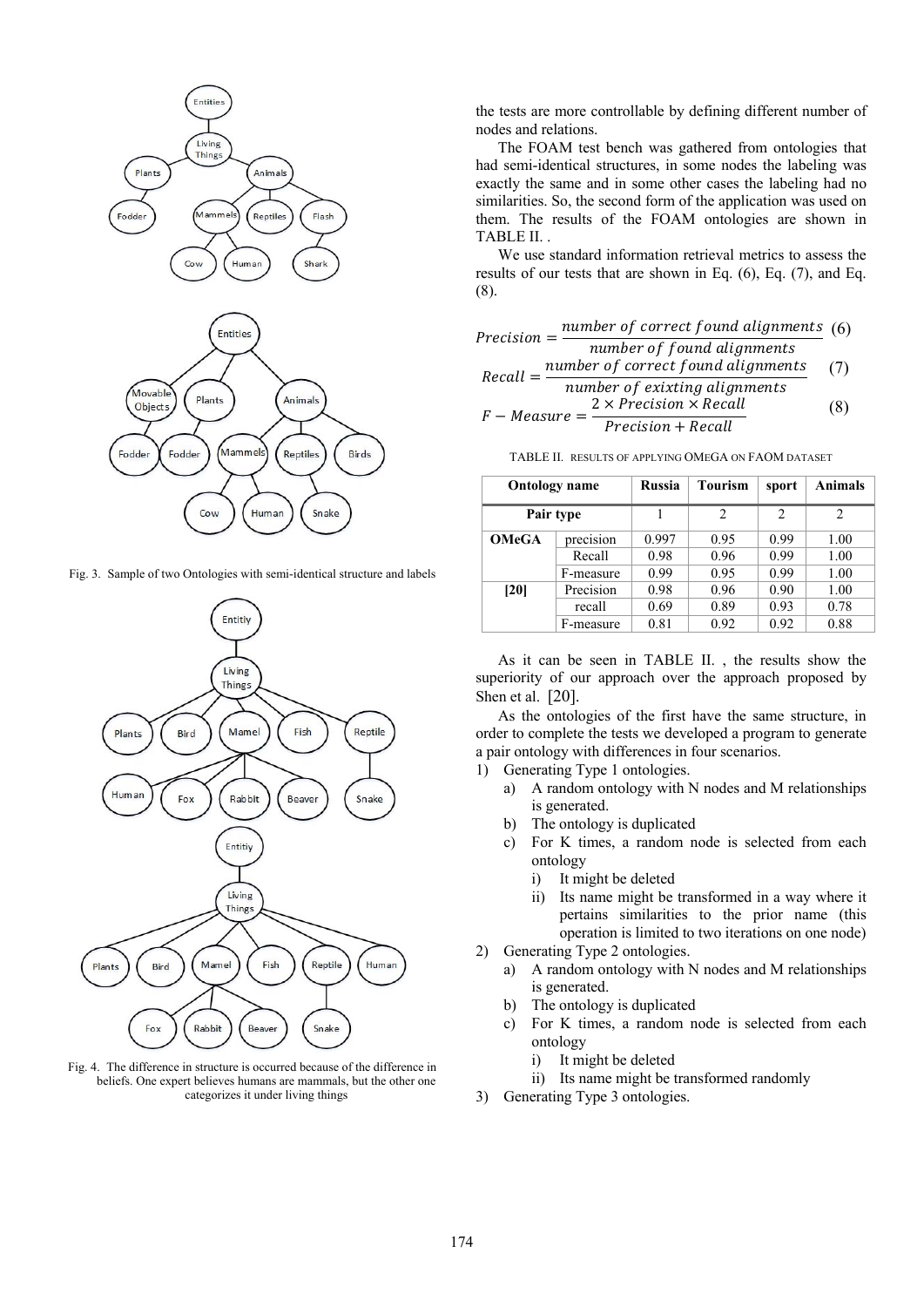Fig. 3. Sample of two Ontologies with semi-identical structure and labels

Fig. 4. The difference in structure is occurred because of the difference in beliefs. One expert believes humans are mammals, but the other one categorizes it under living things

the tests are more controllable by defining different number of nodes and relations.

The FOAM test bench was gathered from ontologies that had semi-identical structures, in some nodes the labeling was exactly the same and in some other cases the labeling had no similarities. So, the second form of the application was used on them. The results of the FOAM ontologies are shown in TABLE II. .

We use standard information retrieval metrics to assess the results of our tests that are shown in Eq. (6), Eq. (7), and Eq. (8).

$$Precision = \frac{number\ of\ correct\ found\ alignments}{number\ of\ found\ alignments} \quad (6)$$

$$Recall = \frac{number\ of\ correct\ found\ alignments}{number\ of\ exixting\ alignments} \quad (7)$$

$$F - Measure = \frac{2 \times Precision \times Recall}{Precision + Recall} \quad (8)$$

TABLE II. RESULTS OF APPLYING OMEGA ON FAOM DATASET

| Ontology name | | Russia | Tourism | sport | Animals |
|---|---|---|---|---|---|
| Pair type | | 1 | 2 | 2 | 2 |
| **OMeGA** | precision | 0.997 | 0.95 | 0.99 | 1.00 |
| | Recall | 0.98 | 0.96 | 0.99 | 1.00 |
| | F-measure | 0.99 | 0.95 | 0.99 | 1.00 |
| **[20]** | Precision | 0.98 | 0.96 | 0.90 | 1.00 |
| | recall | 0.69 | 0.89 | 0.93 | 0.78 |
| | F-measure | 0.81 | 0.92 | 0.92 | 0.88 |

As it can be seen in TABLE II. , the results show the superiority of our approach over the approach proposed by Shen et al. [20].

As the ontologies of the first have the same structure, in order to complete the tests we developed a program to generate a pair ontology with differences in four scenarios.

1) Generating Type 1 ontologies.
   a) A random ontology with N nodes and M relationships is generated.
   b) The ontology is duplicated
   c) For K times, a random node is selected from each ontology
      i) It might be deleted
      ii) Its name might be transformed in a way where it pertains similarities to the prior name (this operation is limited to two iterations on one node)
2) Generating Type 2 ontologies.
   a) A random ontology with N nodes and M relationships is generated.
   b) The ontology is duplicated
   c) For K times, a random node is selected from each ontology
      i) It might be deleted
      ii) Its name might be transformed randomly
3) Generating Type 3 ontologies.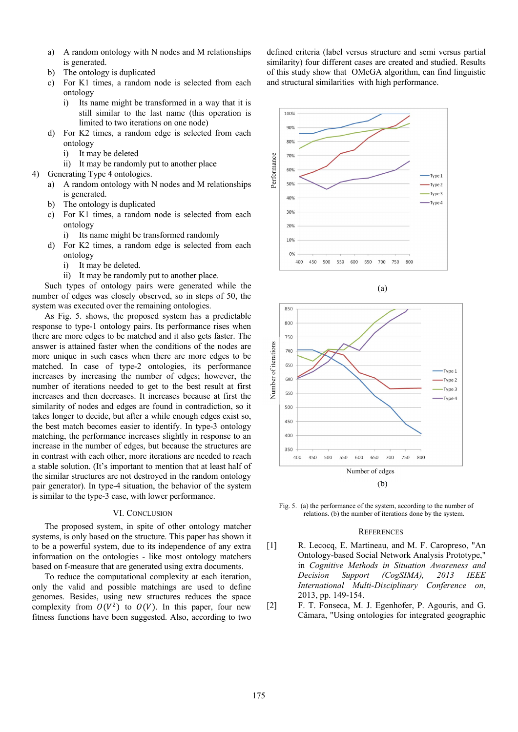a) A random ontology with N nodes and M relationships is generated.
b) The ontology is duplicated
c) For K1 times, a random node is selected from each ontology
   i) Its name might be transformed in a way that it is still similar to the last name (this operation is limited to two iterations on one node)
d) For K2 times, a random edge is selected from each ontology
   i) It may be deleted
   ii) It may be randomly put to another place

4) Generating Type 4 ontologies.
   a) A random ontology with N nodes and M relationships is generated.
   b) The ontology is duplicated
   c) For K1 times, a random node is selected from each ontology
      i) Its name might be transformed randomly
   d) For K2 times, a random edge is selected from each ontology
      i) It may be deleted.
      ii) It may be randomly put to another place.

Such types of ontology pairs were generated while the number of edges was closely observed, so in steps of 50, the system was executed over the remaining ontologies.

As Fig. 5. shows, the proposed system has a predictable response to type-1 ontology pairs. Its performance rises when there are more edges to be matched and it also gets faster. The answer is attained faster when the conditions of the nodes are more unique in such cases when there are more edges to be matched. In case of type-2 ontologies, its performance increases by increasing the number of edges; however, the number of iterations needed to get to the best result at first increases and then decreases. It increases because at first the similarity of nodes and edges are found in contradiction, so it takes longer to decide, but after a while enough edges exist so, the best match becomes easier to identify. In type-3 ontology matching, the performance increases slightly in response to an increase in the number of edges, but because the structures are in contrast with each other, more iterations are needed to reach a stable solution. (It's important to mention that at least half of the similar structures are not destroyed in the random ontology pair generator). In type-4 situation, the behavior of the system is similar to the type-3 case, with lower performance.

## VI. Conclusion

The proposed system, in spite of other ontology matcher systems, is only based on the structure. This paper has shown it to be a powerful system, due to its independence of any extra information on the ontologies - like most ontology matchers based on f-measure that are generated using extra documents.

To reduce the computational complexity at each iteration, only the valid and possible matchings are used to define genomes. Besides, using new structures reduces the space complexity from $O(V^2)$ to $O(V)$. In this paper, four new fitness functions have been suggested. Also, according to two defined criteria (label versus structure and semi versus partial similarity) four different cases are created and studied. Results of this study show that OMeGA algorithm, can find linguistic and structural similarities with high performance.

(a)

(b)

Fig. 5. (a) the performance of the system, according to the number of relations. (b) the number of iterations done by the system.

## References

[1] R. Lecocq, E. Martineau, and M. F. Caropreso, "An Ontology-based Social Network Analysis Prototype," in *Cognitive Methods in Situation Awareness and Decision Support (CogSIMA), 2013 IEEE International Multi-Disciplinary Conference on*, 2013, pp. 149-154.

[2] F. T. Fonseca, M. J. Egenhofer, P. Agouris, and G. Câmara, "Using ontologies for integrated geographic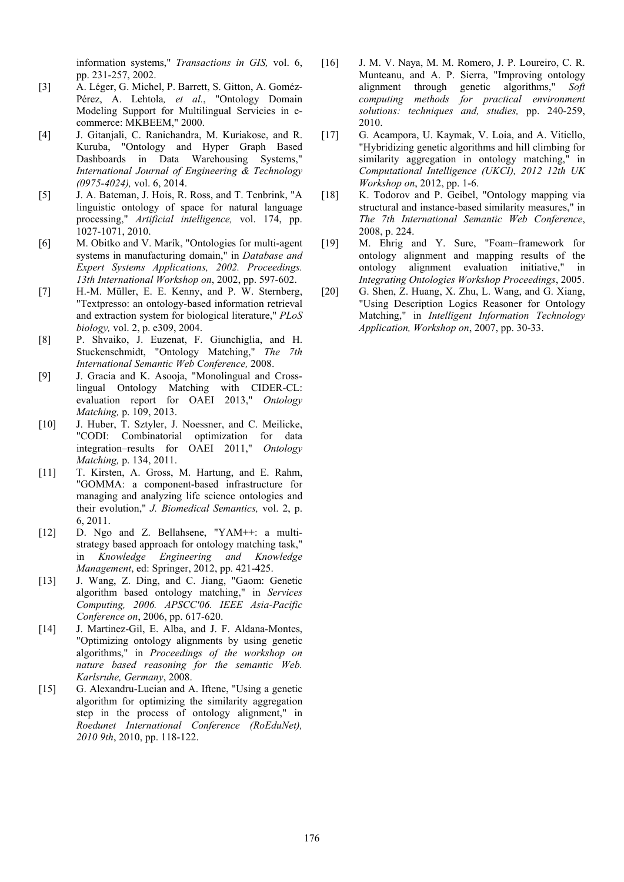information systems," *Transactions in GIS,* vol. 6, pp. 231-257, 2002.

[3] A. Léger, G. Michel, P. Barrett, S. Gitton, A. Goméz-Pérez, A. Lehtola*, et al.*, "Ontology Domain Modeling Support for Multilingual Servicies in e-commerce: MKBEEM," 2000.

[4] J. Gitanjali, C. Ranichandra, M. Kuriakose, and R. Kuruba, "Ontology and Hyper Graph Based Dashboards in Data Warehousing Systems," *International Journal of Engineering & Technology (0975-4024),* vol. 6, 2014.

[5] J. A. Bateman, J. Hois, R. Ross, and T. Tenbrink, "A linguistic ontology of space for natural language processing," *Artificial intelligence,* vol. 174, pp. 1027-1071, 2010.

[6] M. Obitko and V. Marík, "Ontologies for multi-agent systems in manufacturing domain," in *Database and Expert Systems Applications, 2002. Proceedings. 13th International Workshop on*, 2002, pp. 597-602.

[7] H.-M. Müller, E. E. Kenny, and P. W. Sternberg, "Textpresso: an ontology-based information retrieval and extraction system for biological literature," *PLoS biology,* vol. 2, p. e309, 2004.

[8] P. Shvaiko, J. Euzenat, F. Giunchiglia, and H. Stuckenschmidt, "Ontology Matching," *The 7th International Semantic Web Conference,* 2008.

[9] J. Gracia and K. Asooja, "Monolingual and Cross-lingual Ontology Matching with CIDER-CL: evaluation report for OAEI 2013," *Ontology Matching,* p. 109, 2013.

[10] J. Huber, T. Sztyler, J. Noessner, and C. Meilicke, "CODI: Combinatorial optimization for data integration–results for OAEI 2011," *Ontology Matching,* p. 134, 2011.

[11] T. Kirsten, A. Gross, M. Hartung, and E. Rahm, "GOMMA: a component-based infrastructure for managing and analyzing life science ontologies and their evolution," *J. Biomedical Semantics,* vol. 2, p. 6, 2011.

[12] D. Ngo and Z. Bellahsene, "YAM++: a multi-strategy based approach for ontology matching task," in *Knowledge Engineering and Knowledge Management*, ed: Springer, 2012, pp. 421-425.

[13] J. Wang, Z. Ding, and C. Jiang, "Gaom: Genetic algorithm based ontology matching," in *Services Computing, 2006. APSCC'06. IEEE Asia-Pacific Conference on*, 2006, pp. 617-620.

[14] J. Martinez-Gil, E. Alba, and J. F. Aldana-Montes, "Optimizing ontology alignments by using genetic algorithms," in *Proceedings of the workshop on nature based reasoning for the semantic Web. Karlsruhe, Germany*, 2008.

[15] G. Alexandru-Lucian and A. Iftene, "Using a genetic algorithm for optimizing the similarity aggregation step in the process of ontology alignment," in *Roedunet International Conference (RoEduNet), 2010 9th*, 2010, pp. 118-122.

[16] J. M. V. Naya, M. M. Romero, J. P. Loureiro, C. R. Munteanu, and A. P. Sierra, "Improving ontology alignment through genetic algorithms," *Soft computing methods for practical environment solutions: techniques and, studies,* pp. 240-259, 2010.

[17] G. Acampora, U. Kaymak, V. Loia, and A. Vitiello, "Hybridizing genetic algorithms and hill climbing for similarity aggregation in ontology matching," in *Computational Intelligence (UKCI), 2012 12th UK Workshop on*, 2012, pp. 1-6.

[18] K. Todorov and P. Geibel, "Ontology mapping via structural and instance-based similarity measures," in *The 7th International Semantic Web Conference*, 2008, p. 224.

[19] M. Ehrig and Y. Sure, "Foam–framework for ontology alignment and mapping results of the ontology alignment evaluation initiative," in *Integrating Ontologies Workshop Proceedings*, 2005.

[20] G. Shen, Z. Huang, X. Zhu, L. Wang, and G. Xiang, "Using Description Logics Reasoner for Ontology Matching," in *Intelligent Information Technology Application, Workshop on*, 2007, pp. 30-33.